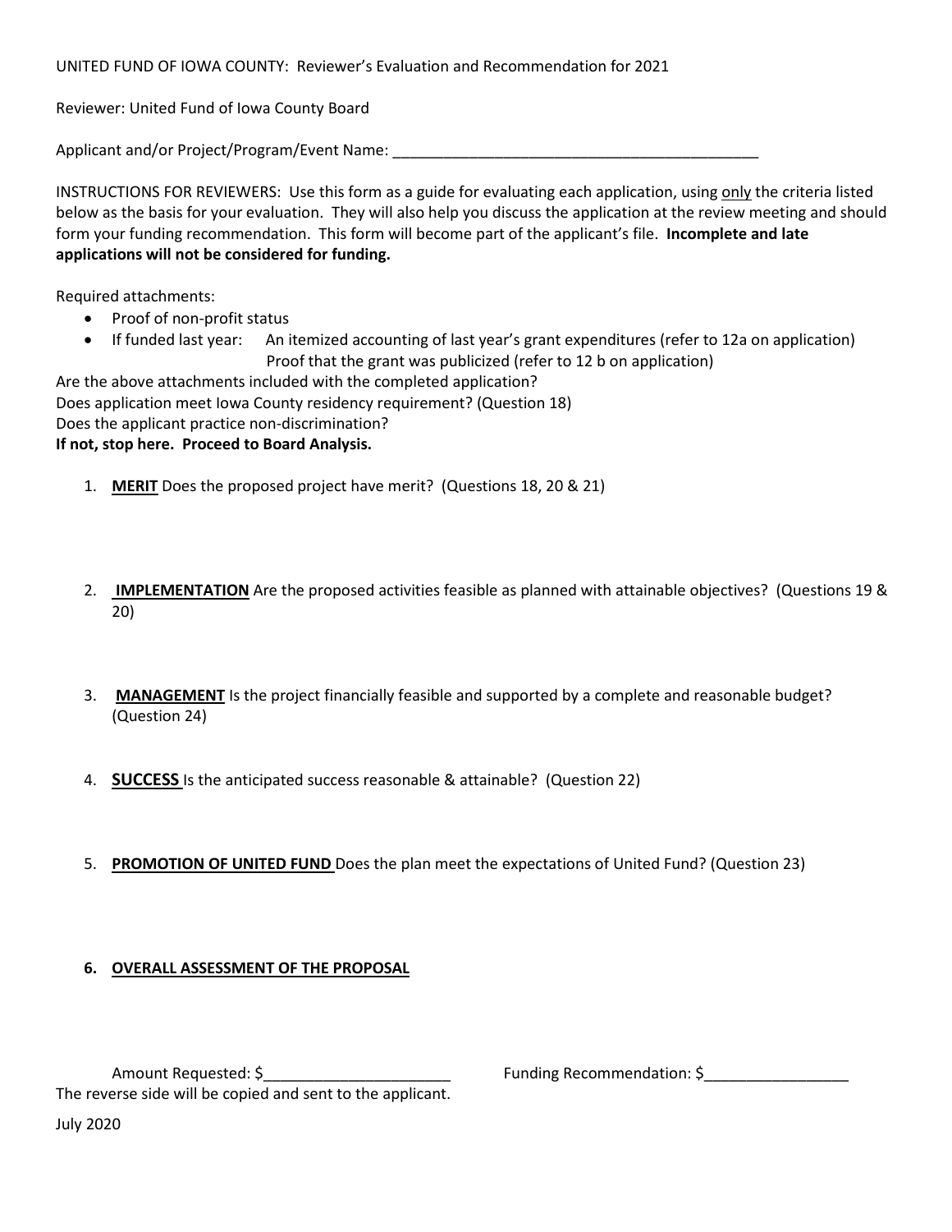UNITED FUND OF IOWA COUNTY: Reviewer's Evaluation and Recommendation for 2021

Reviewer: United Fund of Iowa County Board

Applicant and/or Project/Program/Event Name: ____________________________________________

INSTRUCTIONS FOR REVIEWERS: Use this form as a guide for evaluating each application, using only the criteria listed below as the basis for your evaluation. They will also help you discuss the application at the review meeting and should form your funding recommendation. This form will become part of the applicant's file. **Incomplete and late applications will not be considered for funding.**

Required attachments:

- Proof of non-profit status
- If funded last year: An itemized accounting of last year's grant expenditures (refer to 12a on application)
  Proof that the grant was publicized (refer to 12 b on application)

Are the above attachments included with the completed application?
Does application meet Iowa County residency requirement? (Question 18)
Does the applicant practice non-discrimination?
**If not, stop here. Proceed to Board Analysis.**

1. **MERIT** Does the proposed project have merit? (Questions 18, 20 & 21)

2. **IMPLEMENTATION** Are the proposed activities feasible as planned with attainable objectives? (Questions 19 & 20)

3. **MANAGEMENT** Is the project financially feasible and supported by a complete and reasonable budget? (Question 24)

4. **SUCCESS** Is the anticipated success reasonable & attainable? (Question 22)

5. **PROMOTION OF UNITED FUND** Does the plan meet the expectations of United Fund? (Question 23)

6. **OVERALL ASSESSMENT OF THE PROPOSAL**

Amount Requested: $______________________ Funding Recommendation: $_________________

The reverse side will be copied and sent to the applicant.

July 2020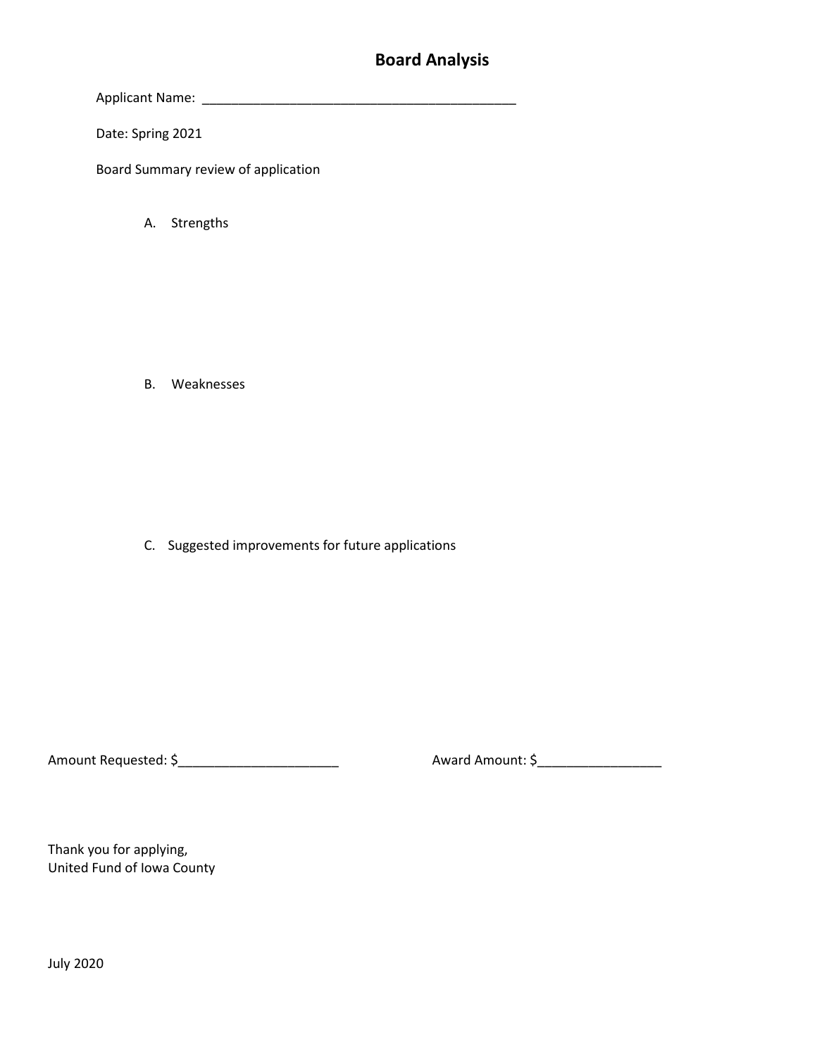# Board Analysis

Applicant Name: ___________________________________________

Date: Spring 2021

Board Summary review of application

A. Strengths

B. Weaknesses

C. Suggested improvements for future applications

Amount Requested: $______________________ Award Amount: $_________________

Thank you for applying,
United Fund of Iowa County

July 2020